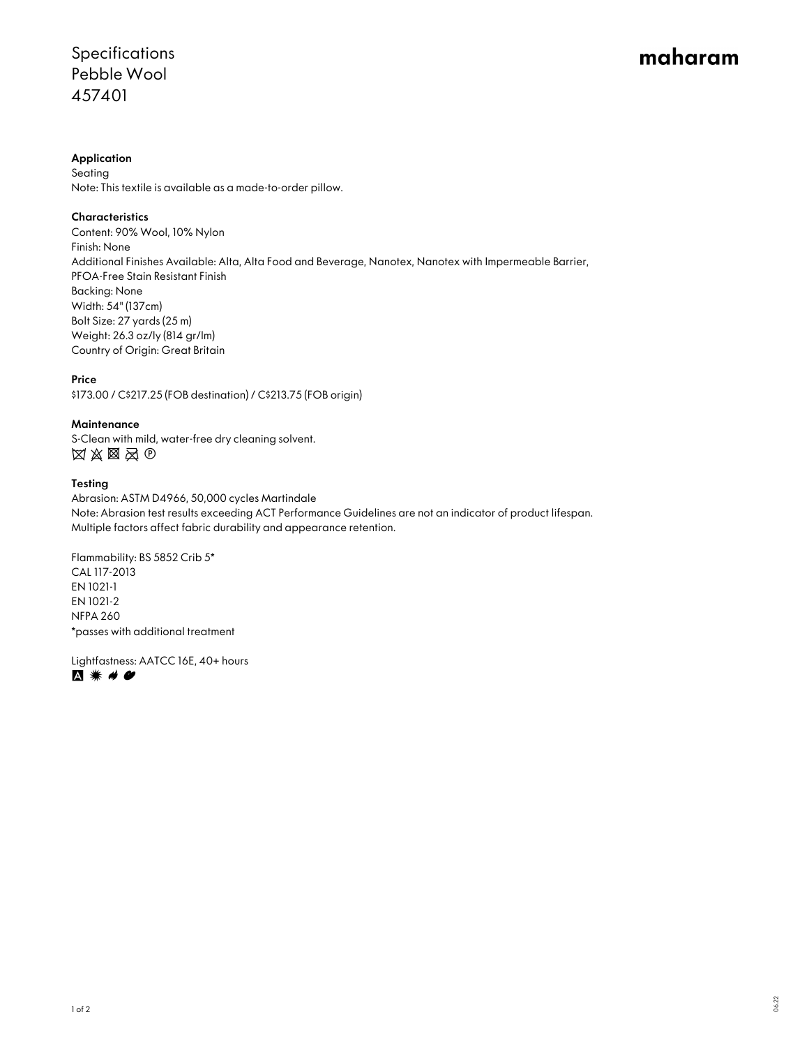# Specifications
# Pebble Wool
# 457401

maharam

**Application**
Seating
Note: This textile is available as a made-to-order pillow.

**Characteristics**
Content: 90% Wool, 10% Nylon
Finish: None
Additional Finishes Available: Alta, Alta Food and Beverage, Nanotex, Nanotex with Impermeable Barrier, PFOA-Free Stain Resistant Finish
Backing: None
Width: 54" (137cm)
Bolt Size: 27 yards (25 m)
Weight: 26.3 oz/ly (814 gr/lm)
Country of Origin: Great Britain

**Price**
$173.00 / C$217.25 (FOB destination) / C$213.75 (FOB origin)

**Maintenance**
S-Clean with mild, water-free dry cleaning solvent.

**Testing**
Abrasion: ASTM D4966, 50,000 cycles Martindale
Note: Abrasion test results exceeding ACT Performance Guidelines are not an indicator of product lifespan. Multiple factors affect fabric durability and appearance retention.

Flammability: BS 5852 Crib 5*
CAL 117-2013
EN 1021-1
EN 1021-2
NFPA 260
*passes with additional treatment

Lightfastness: AATCC 16E, 40+ hours

06.22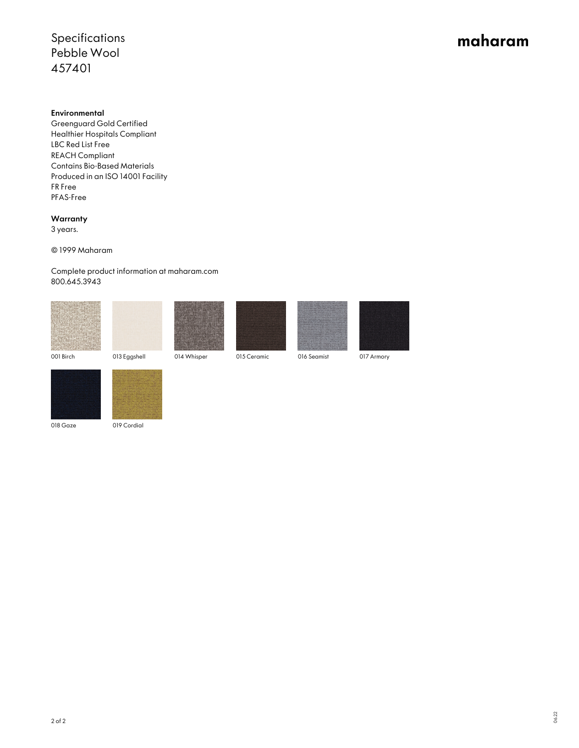Specifications
Pebble Wool
457401

**maharam**

**Environmental**
Greenguard Gold Certified
Healthier Hospitals Compliant
LBC Red List Free
REACH Compliant
Contains Bio-Based Materials
Produced in an ISO 14001 Facility
FR Free
PFAS-Free

**Warranty**
3 years.

© 1999 Maharam

Complete product information at maharam.com
800.645.3943

001 Birch

013 Eggshell

014 Whisper

015 Ceramic

016 Seamist

017 Armory

018 Gaze

019 Cordial